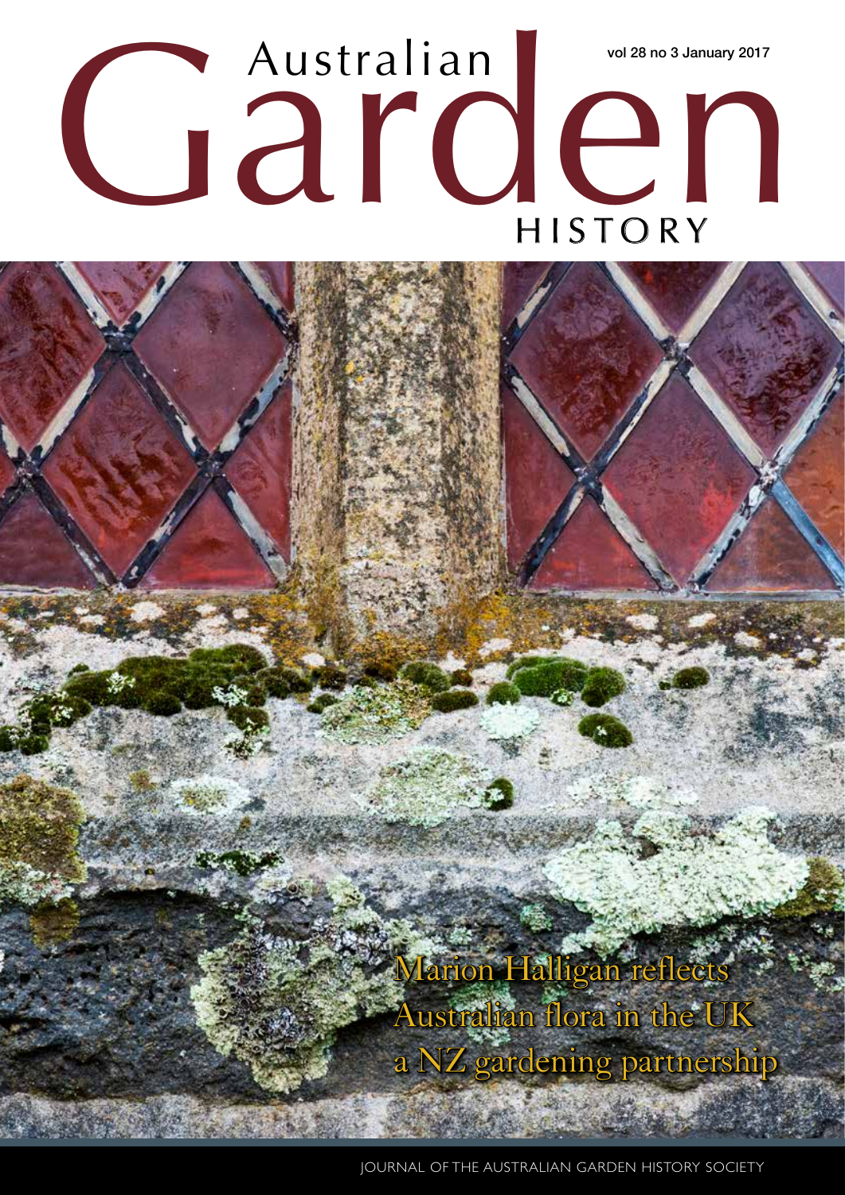# Australian Garden HISTORY

vol 28 no 3 January 2017

Marion Halligan reflects

Australian flora in the UK

a NZ gardening partnership

JOURNAL OF THE AUSTRALIAN GARDEN HISTORY SOCIETY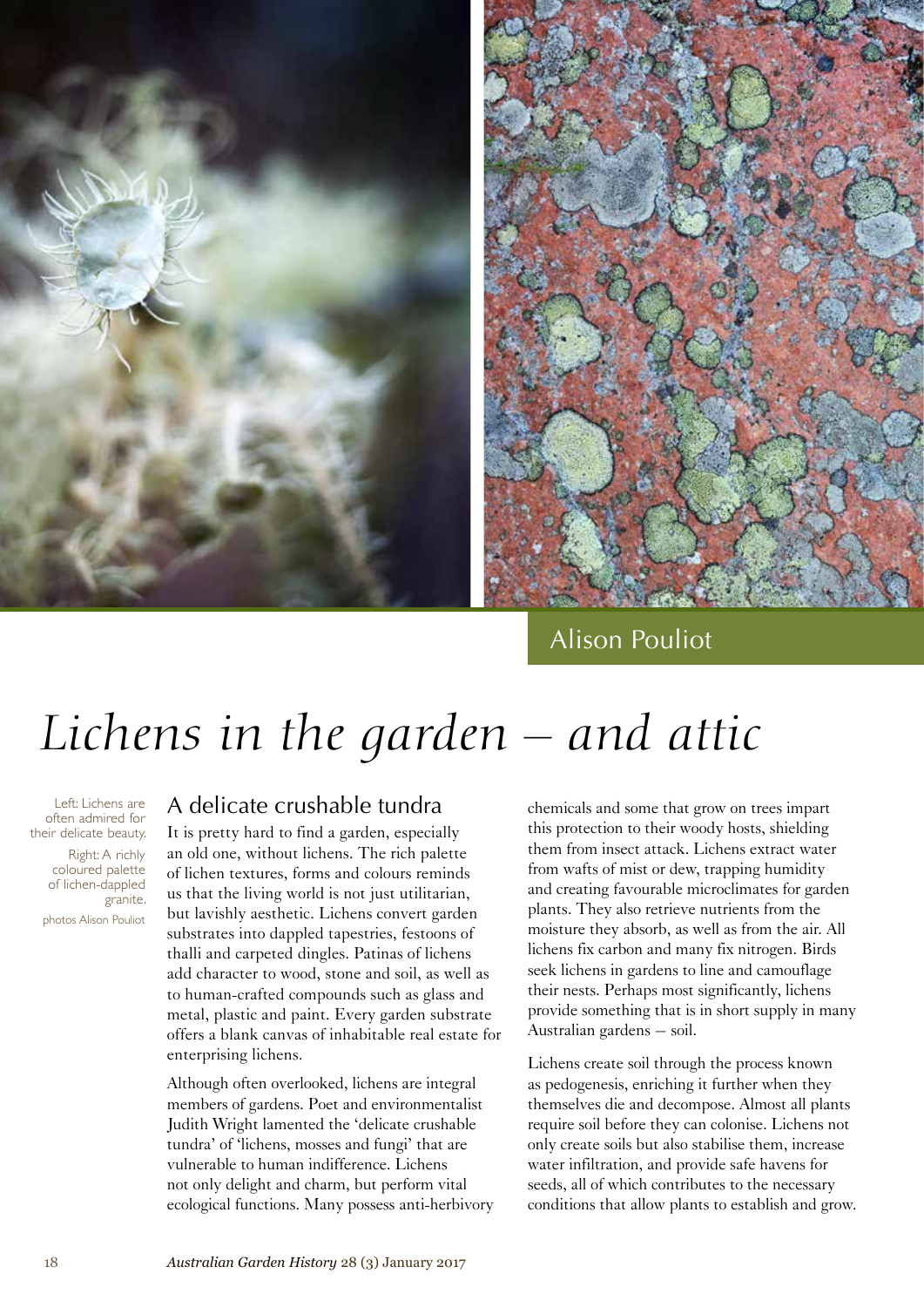Alison Pouliot

# *Lichens in the garden – and attic*

Left: Lichens are often admired for their delicate beauty.

Right: A richly coloured palette of lichen-dappled granite.

photos Alison Pouliot

## A delicate crushable tundra

It is pretty hard to find a garden, especially an old one, without lichens. The rich palette of lichen textures, forms and colours reminds us that the living world is not just utilitarian, but lavishly aesthetic. Lichens convert garden substrates into dappled tapestries, festoons of thalli and carpeted dingles. Patinas of lichens add character to wood, stone and soil, as well as to human-crafted compounds such as glass and metal, plastic and paint. Every garden substrate offers a blank canvas of inhabitable real estate for enterprising lichens.

Although often overlooked, lichens are integral members of gardens. Poet and environmentalist Judith Wright lamented the 'delicate crushable tundra' of 'lichens, mosses and fungi' that are vulnerable to human indifference. Lichens not only delight and charm, but perform vital ecological functions. Many possess anti-herbivory chemicals and some that grow on trees impart this protection to their woody hosts, shielding them from insect attack. Lichens extract water from wafts of mist or dew, trapping humidity and creating favourable microclimates for garden plants. They also retrieve nutrients from the moisture they absorb, as well as from the air. All lichens fix carbon and many fix nitrogen. Birds seek lichens in gardens to line and camouflage their nests. Perhaps most significantly, lichens provide something that is in short supply in many Australian gardens – soil.

Lichens create soil through the process known as pedogenesis, enriching it further when they themselves die and decompose. Almost all plants require soil before they can colonise. Lichens not only create soils but also stabilise them, increase water infiltration, and provide safe havens for seeds, all of which contributes to the necessary conditions that allow plants to establish and grow.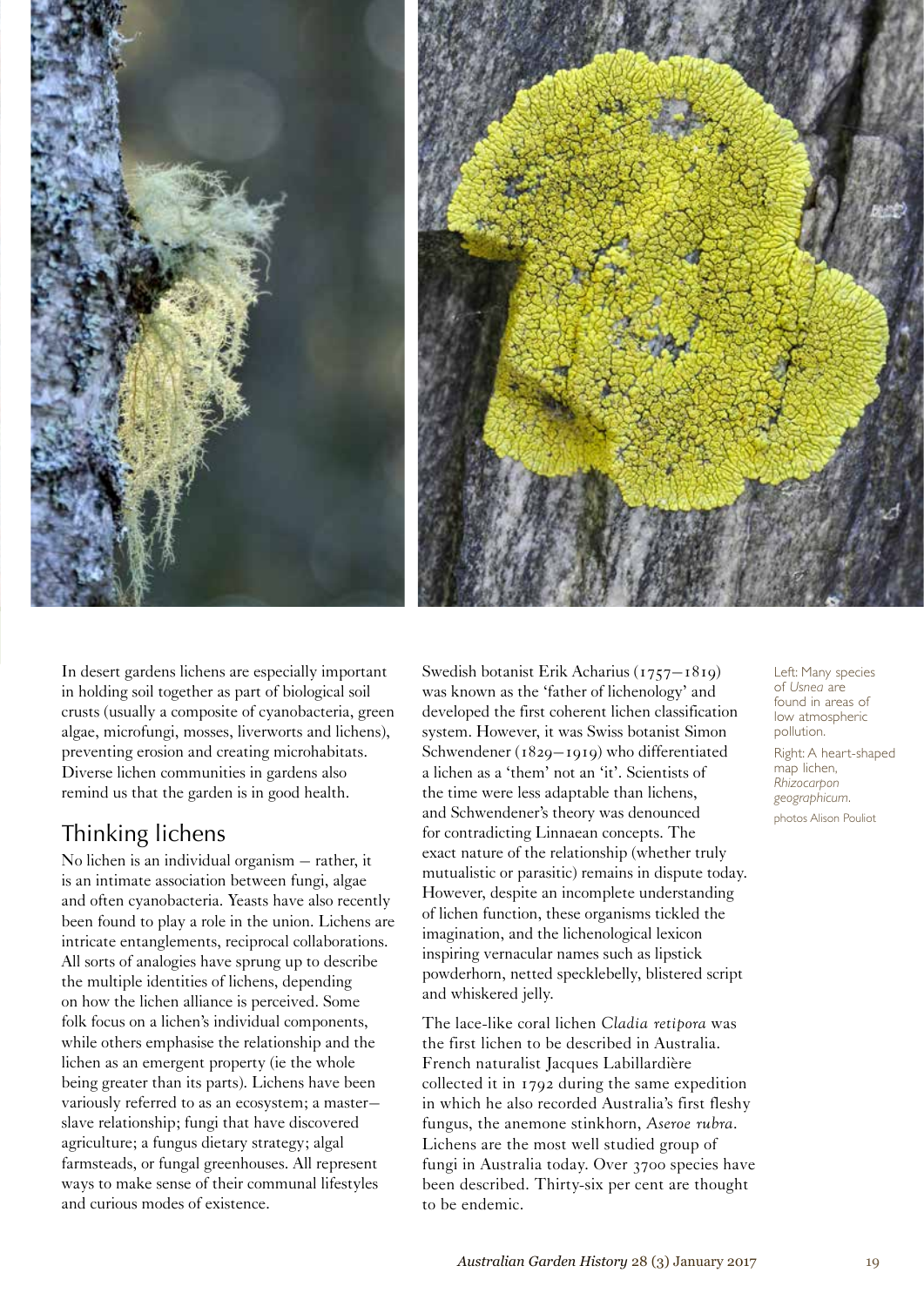In desert gardens lichens are especially important in holding soil together as part of biological soil crusts (usually a composite of cyanobacteria, green algae, microfungi, mosses, liverworts and lichens), preventing erosion and creating microhabitats. Diverse lichen communities in gardens also remind us that the garden is in good health.

## Thinking lichens

No lichen is an individual organism – rather, it is an intimate association between fungi, algae and often cyanobacteria. Yeasts have also recently been found to play a role in the union. Lichens are intricate entanglements, reciprocal collaborations. All sorts of analogies have sprung up to describe the multiple identities of lichens, depending on how the lichen alliance is perceived. Some folk focus on a lichen's individual components, while others emphasise the relationship and the lichen as an emergent property (ie the whole being greater than its parts). Lichens have been variously referred to as an ecosystem; a master–slave relationship; fungi that have discovered agriculture; a fungus dietary strategy; algal farmsteads, or fungal greenhouses. All represent ways to make sense of their communal lifestyles and curious modes of existence.

Swedish botanist Erik Acharius (1757–1819) was known as the 'father of lichenology' and developed the first coherent lichen classification system. However, it was Swiss botanist Simon Schwendener (1829–1919) who differentiated a lichen as a 'them' not an 'it'. Scientists of the time were less adaptable than lichens, and Schwendener's theory was denounced for contradicting Linnaean concepts. The exact nature of the relationship (whether truly mutualistic or parasitic) remains in dispute today. However, despite an incomplete understanding of lichen function, these organisms tickled the imagination, and the lichenological lexicon inspiring vernacular names such as lipstick powderhorn, netted specklebelly, blistered script and whiskered jelly.

The lace-like coral lichen *Cladia retipora* was the first lichen to be described in Australia. French naturalist Jacques Labillardière collected it in 1792 during the same expedition in which he also recorded Australia's first fleshy fungus, the anemone stinkhorn, *Aseroe rubra*. Lichens are the most well studied group of fungi in Australia today. Over 3700 species have been described. Thirty-six per cent are thought to be endemic.

Left: Many species of *Usnea* are found in areas of low atmospheric pollution.

Right: A heart-shaped map lichen, *Rhizocarpon geographicum*.

photos Alison Pouliot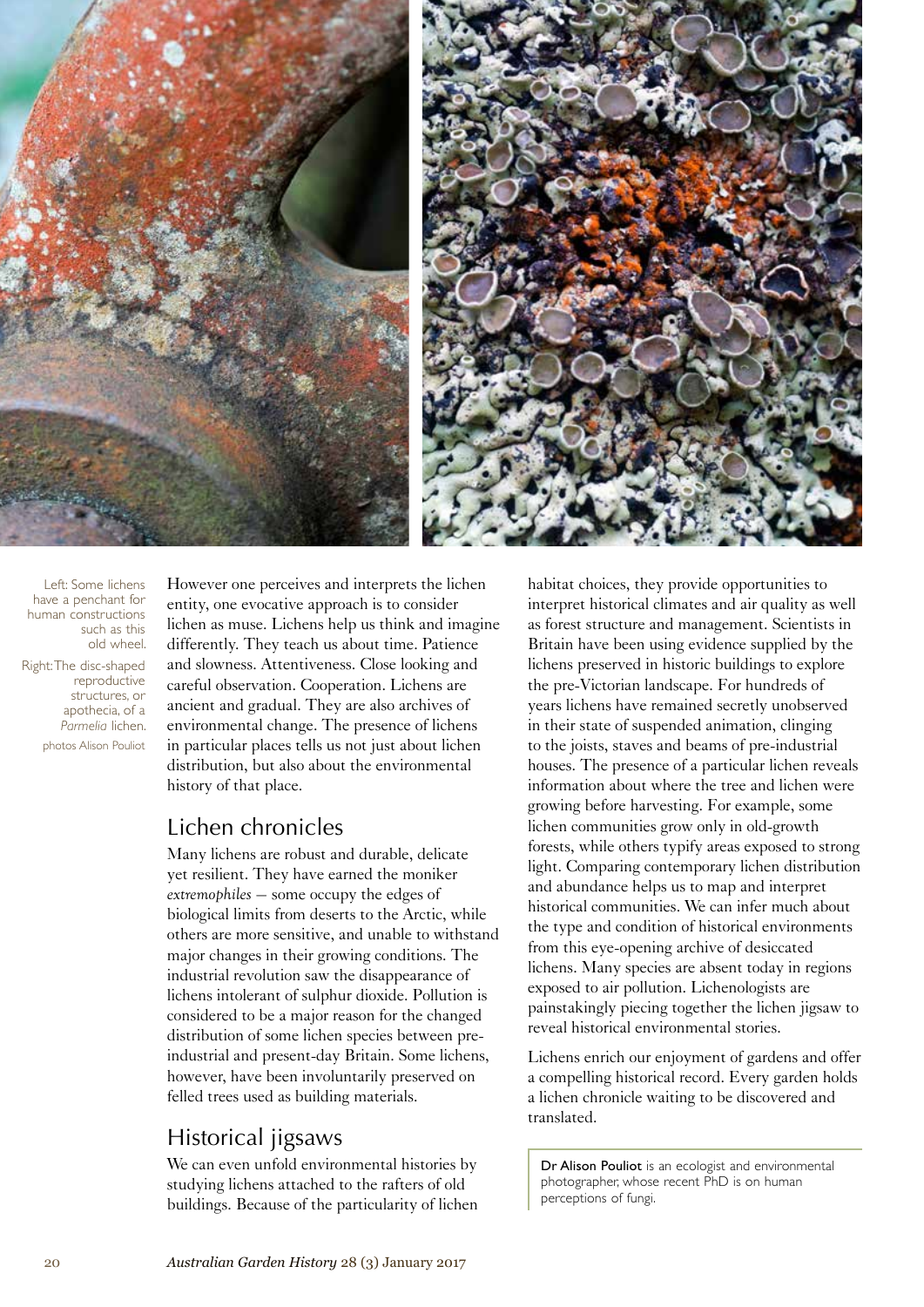Left: Some lichens have a penchant for human constructions such as this old wheel.

Right: The disc-shaped reproductive structures, or apothecia, of a *Parmelia* lichen.

photos Alison Pouliot

However one perceives and interprets the lichen entity, one evocative approach is to consider lichen as muse. Lichens help us think and imagine differently. They teach us about time. Patience and slowness. Attentiveness. Close looking and careful observation. Cooperation. Lichens are ancient and gradual. They are also archives of environmental change. The presence of lichens in particular places tells us not just about lichen distribution, but also about the environmental history of that place.

## Lichen chronicles

Many lichens are robust and durable, delicate yet resilient. They have earned the moniker *extremophiles* – some occupy the edges of biological limits from deserts to the Arctic, while others are more sensitive, and unable to withstand major changes in their growing conditions. The industrial revolution saw the disappearance of lichens intolerant of sulphur dioxide. Pollution is considered to be a major reason for the changed distribution of some lichen species between pre-industrial and present-day Britain. Some lichens, however, have been involuntarily preserved on felled trees used as building materials.

## Historical jigsaws

We can even unfold environmental histories by studying lichens attached to the rafters of old buildings. Because of the particularity of lichen habitat choices, they provide opportunities to interpret historical climates and air quality as well as forest structure and management. Scientists in Britain have been using evidence supplied by the lichens preserved in historic buildings to explore the pre-Victorian landscape. For hundreds of years lichens have remained secretly unobserved in their state of suspended animation, clinging to the joists, staves and beams of pre-industrial houses. The presence of a particular lichen reveals information about where the tree and lichen were growing before harvesting. For example, some lichen communities grow only in old-growth forests, while others typify areas exposed to strong light. Comparing contemporary lichen distribution and abundance helps us to map and interpret historical communities. We can infer much about the type and condition of historical environments from this eye-opening archive of desiccated lichens. Many species are absent today in regions exposed to air pollution. Lichenologists are painstakingly piecing together the lichen jigsaw to reveal historical environmental stories.

Lichens enrich our enjoyment of gardens and offer a compelling historical record. Every garden holds a lichen chronicle waiting to be discovered and translated.

**Dr Alison Pouliot** is an ecologist and environmental photographer, whose recent PhD is on human perceptions of fungi.